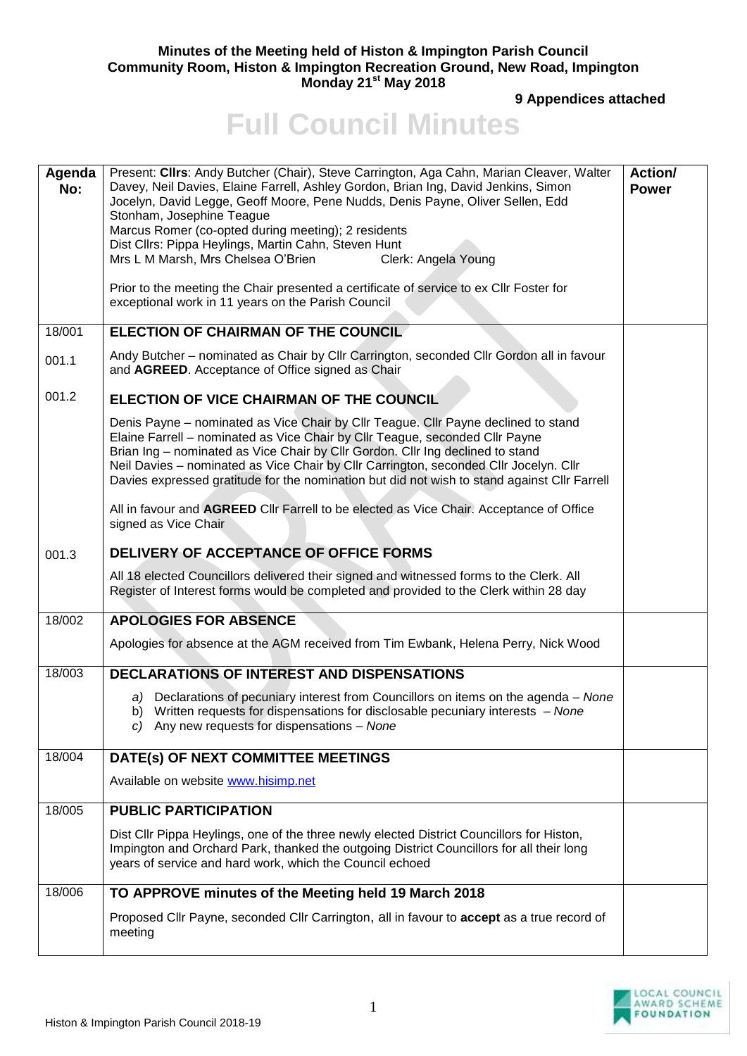**Minutes of the Meeting held of Histon & Impington Parish Council**
**Community Room, Histon & Impington Recreation Ground, New Road, Impington**
**Monday 21st May 2018**

**9 Appendices attached**

# Full Council Minutes

| Agenda No: | Present: **Cllrs**: Andy Butcher (Chair), Steve Carrington, Aga Cahn, Marian Cleaver, Walter Davey, Neil Davies, Elaine Farrell, Ashley Gordon, Brian Ing, David Jenkins, Simon Jocelyn, David Legge, Geoff Moore, Pene Nudds, Denis Payne, Oliver Sellen, Edd Stonham, Josephine Teague<br>Marcus Romer (co-opted during meeting); 2 residents<br>Dist Cllrs: Pippa Heylings, Martin Cahn, Steven Hunt<br>Mrs L M Marsh, Mrs Chelsea O'Brien Clerk: Angela Young<br><br>Prior to the meeting the Chair presented a certificate of service to ex Cllr Foster for exceptional work in 11 years on the Parish Council | **Action/ Power** |
|---|---|---|
| 18/001 | **ELECTION OF CHAIRMAN OF THE COUNCIL** | |
| 001.1 | Andy Butcher – nominated as Chair by Cllr Carrington, seconded Cllr Gordon all in favour and **AGREED**. Acceptance of Office signed as Chair | |
| 001.2 | **ELECTION OF VICE CHAIRMAN OF THE COUNCIL**<br><br>Denis Payne – nominated as Vice Chair by Cllr Teague. Cllr Payne declined to stand<br>Elaine Farrell – nominated as Vice Chair by Cllr Teague, seconded Cllr Payne<br>Brian Ing – nominated as Vice Chair by Cllr Gordon. Cllr Ing declined to stand<br>Neil Davies – nominated as Vice Chair by Cllr Carrington, seconded Cllr Jocelyn. Cllr Davies expressed gratitude for the nomination but did not wish to stand against Cllr Farrell<br><br>All in favour and **AGREED** Cllr Farrell to be elected as Vice Chair. Acceptance of Office signed as Vice Chair | |
| 001.3 | **DELIVERY OF ACCEPTANCE OF OFFICE FORMS**<br><br>All 18 elected Councillors delivered their signed and witnessed forms to the Clerk. All Register of Interest forms would be completed and provided to the Clerk within 28 day | |
| 18/002 | **APOLOGIES FOR ABSENCE**<br><br>Apologies for absence at the AGM received from Tim Ewbank, Helena Perry, Nick Wood | |
| 18/003 | **DECLARATIONS OF INTEREST AND DISPENSATIONS**<br><br>a) Declarations of pecuniary interest from Councillors on items on the agenda – *None*<br>b) Written requests for dispensations for disclosable pecuniary interests – *None*<br>c) Any new requests for dispensations – *None* | |
| 18/004 | **DATE(s) OF NEXT COMMITTEE MEETINGS**<br><br>Available on website www.hisimp.net | |
| 18/005 | **PUBLIC PARTICIPATION**<br><br>Dist Cllr Pippa Heylings, one of the three newly elected District Councillors for Histon, Impington and Orchard Park, thanked the outgoing District Councillors for all their long years of service and hard work, which the Council echoed | |
| 18/006 | **TO APPROVE minutes of the Meeting held 19 March 2018**<br><br>Proposed Cllr Payne, seconded Cllr Carrington, all in favour to **accept** as a true record of meeting | |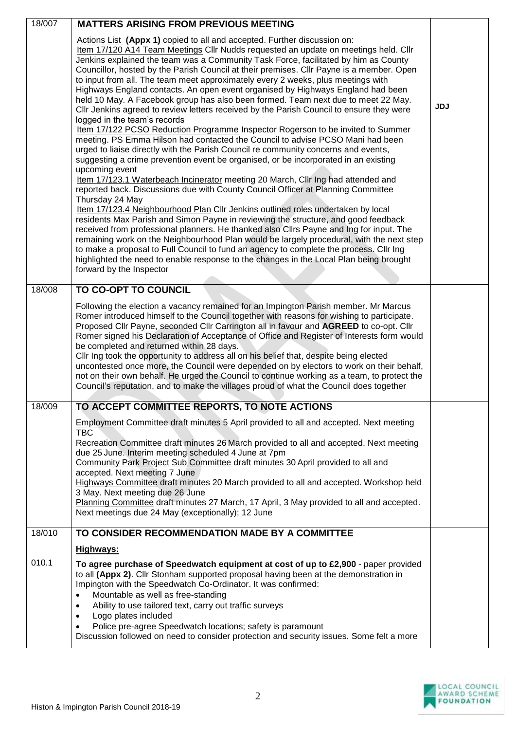| | | |
|---|---|---|
| 18/007 | **MATTERS ARISING FROM PREVIOUS MEETING**<br><br>Actions List **(Appx 1)** copied to all and accepted. Further discussion on:<br>Item 17/120 A14 Team Meetings Cllr Nudds requested an update on meetings held. Cllr Jenkins explained the team was a Community Task Force, facilitated by him as County Councillor, hosted by the Parish Council at their premises. Cllr Payne is a member. Open to input from all. The team meet approximately every 2 weeks, plus meetings with Highways England contacts. An open event organised by Highways England had been held 10 May. A Facebook group has also been formed. Team next due to meet 22 May. Cllr Jenkins agreed to review letters received by the Parish Council to ensure they were logged in the team's records<br>Item 17/122 PCSO Reduction Programme Inspector Rogerson to be invited to Summer meeting. PS Emma Hilson had contacted the Council to advise PCSO Mani had been urged to liaise directly with the Parish Council re community concerns and events, suggesting a crime prevention event be organised, or be incorporated in an existing upcoming event<br>Item 17/123.1 Waterbeach Incinerator meeting 20 March, Cllr Ing had attended and reported back. Discussions due with County Council Officer at Planning Committee Thursday 24 May<br>Item 17/123.4 Neighbourhood Plan Cllr Jenkins outlined roles undertaken by local residents Max Parish and Simon Payne in reviewing the structure, and good feedback received from professional planners. He thanked also Cllrs Payne and Ing for input. The remaining work on the Neighbourhood Plan would be largely procedural, with the next step to make a proposal to Full Council to fund an agency to complete the process. Cllr Ing highlighted the need to enable response to the changes in the Local Plan being brought forward by the Inspector | **JDJ** |
| 18/008 | **TO CO-OPT TO COUNCIL**<br><br>Following the election a vacancy remained for an Impington Parish member. Mr Marcus Romer introduced himself to the Council together with reasons for wishing to participate. Proposed Cllr Payne, seconded Cllr Carrington all in favour and **AGREED** to co-opt. Cllr Romer signed his Declaration of Acceptance of Office and Register of Interests form would be completed and returned within 28 days.<br>Cllr Ing took the opportunity to address all on his belief that, despite being elected uncontested once more, the Council were depended on by electors to work on their behalf, not on their own behalf. He urged the Council to continue working as a team, to protect the Council's reputation, and to make the villages proud of what the Council does together | |
| 18/009 | **TO ACCEPT COMMITTEE REPORTS, TO NOTE ACTIONS**<br><br>Employment Committee draft minutes 5 April provided to all and accepted. Next meeting TBC<br>Recreation Committee draft minutes 26 March provided to all and accepted. Next meeting due 25 June. Interim meeting scheduled 4 June at 7pm<br>Community Park Project Sub Committee draft minutes 30 April provided to all and accepted. Next meeting 7 June<br>Highways Committee draft minutes 20 March provided to all and accepted. Workshop held 3 May. Next meeting due 26 June<br>Planning Committee draft minutes 27 March, 17 April, 3 May provided to all and accepted. Next meetings due 24 May (exceptionally); 12 June | |
| 18/010 | **TO CONSIDER RECOMMENDATION MADE BY A COMMITTEE**<br><br>**Highways:** | |
| 010.1 | **To agree purchase of Speedwatch equipment at cost of up to £2,900** - paper provided to all **(Appx 2)**. Cllr Stonham supported proposal having been at the demonstration in Impington with the Speedwatch Co-Ordinator. It was confirmed:<br>• Mountable as well as free-standing<br>• Ability to use tailored text, carry out traffic surveys<br>• Logo plates included<br>• Police pre-agree Speedwatch locations; safety is paramount<br>Discussion followed on need to consider protection and security issues. Some felt a more | |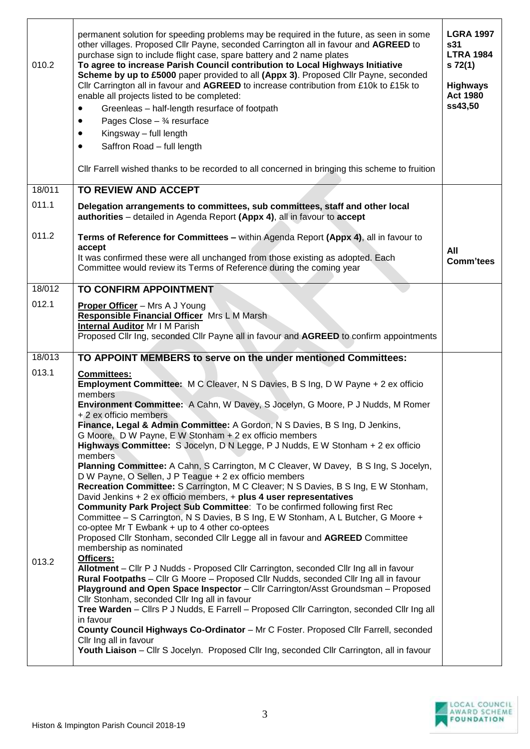| | | |
|---|---|---|
| 010.2 | permanent solution for speeding problems may be required in the future, as seen in some other villages. Proposed Cllr Payne, seconded Carrington all in favour and **AGREED** to purchase sign to include flight case, spare battery and 2 name plates<br>**To agree to increase Parish Council contribution to Local Highways Initiative Scheme by up to £5000** paper provided to all **(Appx 3)**. Proposed Cllr Payne, seconded Cllr Carrington all in favour and **AGREED** to increase contribution from £10k to £15k to enable all projects listed to be completed:<br>• Greenleas – half-length resurface of footpath<br>• Pages Close – ¾ resurface<br>• Kingsway – full length<br>• Saffron Road – full length<br><br>Cllr Farrell wished thanks to be recorded to all concerned in bringing this scheme to fruition | **LGRA 1997 s31**<br>**LTRA 1984 s 72(1)**<br><br>**Highways Act 1980 ss43,50** |
| 18/011 | **TO REVIEW AND ACCEPT** | |
| 011.1 | **Delegation arrangements to committees, sub committees, staff and other local authorities** – detailed in Agenda Report **(Appx 4)**, all in favour to **accept** | |
| 011.2 | **Terms of Reference for Committees –** within Agenda Report **(Appx 4)**, all in favour to **accept**<br>It was confirmed these were all unchanged from those existing as adopted. Each Committee would review its Terms of Reference during the coming year | **All Comm'tees** |
| 18/012 | **TO CONFIRM APPOINTMENT** | |
| 012.1 | **Proper Officer** – Mrs A J Young<br>**Responsible Financial Officer** Mrs L M Marsh<br>**Internal Auditor** Mr I M Parish<br>Proposed Cllr Ing, seconded Cllr Payne all in favour and **AGREED** to confirm appointments | |
| 18/013 | **TO APPOINT MEMBERS to serve on the under mentioned Committees:** | |
| 013.1 | **Committees:**<br>**Employment Committee:** M C Cleaver, N S Davies, B S Ing, D W Payne + 2 ex officio members<br>**Environment Committee:** A Cahn, W Davey, S Jocelyn, G Moore, P J Nudds, M Romer + 2 ex officio members<br>**Finance, Legal & Admin Committee:** A Gordon, N S Davies, B S Ing, D Jenkins, G Moore, D W Payne, E W Stonham + 2 ex officio members<br>**Highways Committee:** S Jocelyn, D N Legge, P J Nudds, E W Stonham + 2 ex officio members<br>**Planning Committee:** A Cahn, S Carrington, M C Cleaver, W Davey, B S Ing, S Jocelyn, D W Payne, O Sellen, J P Teague + 2 ex officio members<br>**Recreation Committee:** S Carrington, M C Cleaver; N S Davies, B S Ing, E W Stonham, David Jenkins + 2 ex officio members, + **plus 4 user representatives**<br>**Community Park Project Sub Committee**: To be confirmed following first Rec Committee – S Carrington, N S Davies, B S Ing, E W Stonham, A L Butcher, G Moore + co-optee Mr T Ewbank + up to 4 other co-optees<br>Proposed Cllr Stonham, seconded Cllr Legge all in favour and **AGREED** Committee membership as nominated | |
| 013.2 | **Officers:**<br>**Allotment** – Cllr P J Nudds - Proposed Cllr Carrington, seconded Cllr Ing all in favour<br>**Rural Footpaths** – Cllr G Moore – Proposed Cllr Nudds, seconded Cllr Ing all in favour<br>**Playground and Open Space Inspector** – Cllr Carrington/Asst Groundsman – Proposed Cllr Stonham, seconded Cllr Ing all in favour<br>**Tree Warden** – Cllrs P J Nudds, E Farrell – Proposed Cllr Carrington, seconded Cllr Ing all in favour<br>**County Council Highways Co-Ordinator** – Mr C Foster. Proposed Cllr Farrell, seconded Cllr Ing all in favour<br>**Youth Liaison** – Cllr S Jocelyn. Proposed Cllr Ing, seconded Cllr Carrington, all in favour | |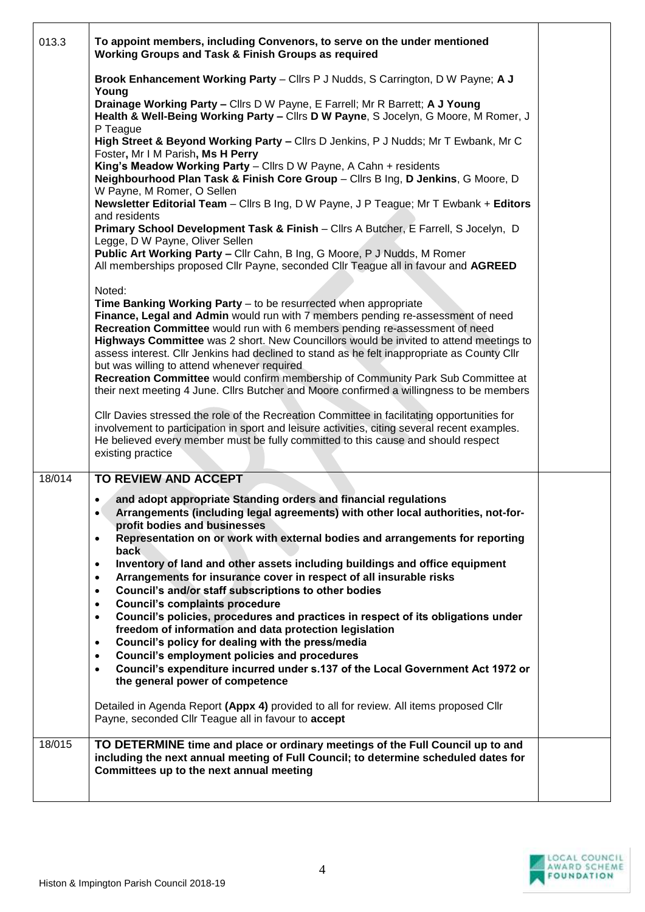| | | |
|---|---|---|
| 013.3 | **To appoint members, including Convenors, to serve on the under mentioned Working Groups and Task & Finish Groups as required**<br><br>**Brook Enhancement Working Party** – Cllrs P J Nudds, S Carrington, D W Payne; **A J Young**<br>**Drainage Working Party –** Cllrs D W Payne, E Farrell; Mr R Barrett; **A J Young**<br>**Health & Well-Being Working Party –** Cllrs **D W Payne**, S Jocelyn, G Moore, M Romer, J P Teague<br>**High Street & Beyond Working Party –** Cllrs D Jenkins, P J Nudds; Mr T Ewbank, Mr C Foster**,** Mr I M Parish**, Ms H Perry**<br>**King's Meadow Working Party** – Cllrs D W Payne, A Cahn + residents<br>**Neighbourhood Plan Task & Finish Core Group** – Cllrs B Ing, **D Jenkins**, G Moore, D W Payne, M Romer, O Sellen<br>**Newsletter Editorial Team** – Cllrs B Ing, D W Payne, J P Teague; Mr T Ewbank + **Editors** and residents<br>**Primary School Development Task & Finish** – Cllrs A Butcher, E Farrell, S Jocelyn, D Legge, D W Payne, Oliver Sellen<br>**Public Art Working Party –** Cllr Cahn, B Ing, G Moore, P J Nudds, M Romer<br>All memberships proposed Cllr Payne, seconded Cllr Teague all in favour and **AGREED**<br><br>Noted:<br>**Time Banking Working Party** – to be resurrected when appropriate<br>**Finance, Legal and Admin** would run with 7 members pending re-assessment of need<br>**Recreation Committee** would run with 6 members pending re-assessment of need<br>**Highways Committee** was 2 short. New Councillors would be invited to attend meetings to assess interest. Cllr Jenkins had declined to stand as he felt inappropriate as County Cllr but was willing to attend whenever required<br>**Recreation Committee** would confirm membership of Community Park Sub Committee at their next meeting 4 June. Cllrs Butcher and Moore confirmed a willingness to be members<br><br>Cllr Davies stressed the role of the Recreation Committee in facilitating opportunities for involvement to participation in sport and leisure activities, citing several recent examples. He believed every member must be fully committed to this cause and should respect existing practice | |
| 18/014 | **TO REVIEW AND ACCEPT**<br><br>• **and adopt appropriate Standing orders and financial regulations**<br>• **Arrangements (including legal agreements) with other local authorities, not-for-profit bodies and businesses**<br>• **Representation on or work with external bodies and arrangements for reporting back**<br>• **Inventory of land and other assets including buildings and office equipment**<br>• **Arrangements for insurance cover in respect of all insurable risks**<br>• **Council's and/or staff subscriptions to other bodies**<br>• **Council's complaints procedure**<br>• **Council's policies, procedures and practices in respect of its obligations under freedom of information and data protection legislation**<br>• **Council's policy for dealing with the press/media**<br>• **Council's employment policies and procedures**<br>• **Council's expenditure incurred under s.137 of the Local Government Act 1972 or the general power of competence**<br><br>Detailed in Agenda Report **(Appx 4)** provided to all for review. All items proposed Cllr Payne, seconded Cllr Teague all in favour to **accept** | |
| 18/015 | **TO DETERMINE time and place or ordinary meetings of the Full Council up to and including the next annual meeting of Full Council; to determine scheduled dates for Committees up to the next annual meeting** | |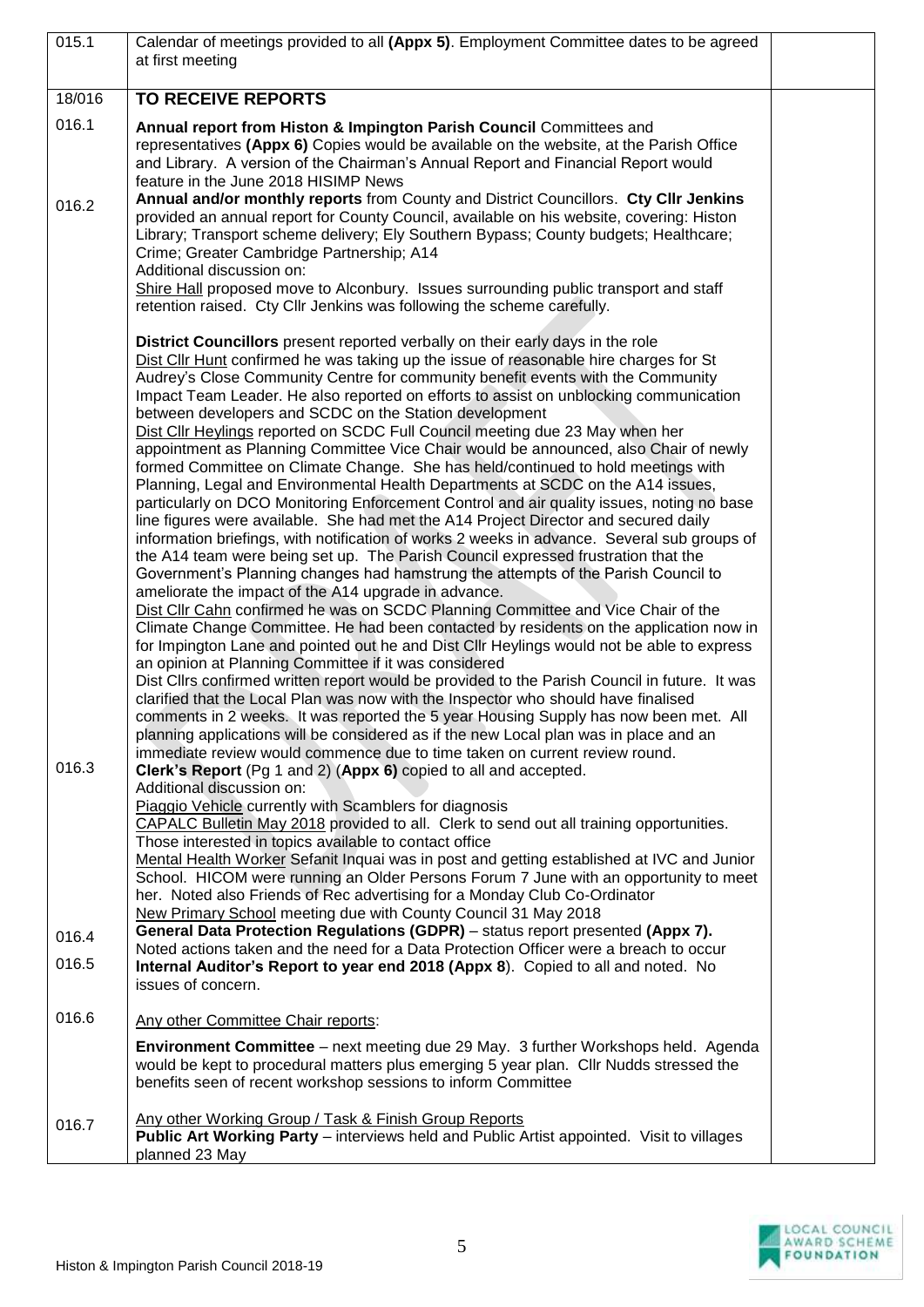| | | |
|---|---|---|
| 015.1 | Calendar of meetings provided to all **(Appx 5)**. Employment Committee dates to be agreed at first meeting | |
| 18/016 | **TO RECEIVE REPORTS** | |
| 016.1 | **Annual report from Histon & Impington Parish Council** Committees and representatives **(Appx 6)** Copies would be available on the website, at the Parish Office and Library. A version of the Chairman's Annual Report and Financial Report would feature in the June 2018 HISIMP News | |
| 016.2 | **Annual and/or monthly reports** from County and District Councillors. **Cty Cllr Jenkins** provided an annual report for County Council, available on his website, covering: Histon Library; Transport scheme delivery; Ely Southern Bypass; County budgets; Healthcare; Crime; Greater Cambridge Partnership; A14<br>Additional discussion on:<br><u>Shire Hall</u> proposed move to Alconbury. Issues surrounding public transport and staff retention raised. Cty Cllr Jenkins was following the scheme carefully.<br><br>**District Councillors** present reported verbally on their early days in the role<br><u>Dist Cllr Hunt</u> confirmed he was taking up the issue of reasonable hire charges for St Audrey's Close Community Centre for community benefit events with the Community Impact Team Leader. He also reported on efforts to assist on unblocking communication between developers and SCDC on the Station development<br><u>Dist Cllr Heylings</u> reported on SCDC Full Council meeting due 23 May when her appointment as Planning Committee Vice Chair would be announced, also Chair of newly formed Committee on Climate Change. She has held/continued to hold meetings with Planning, Legal and Environmental Health Departments at SCDC on the A14 issues, particularly on DCO Monitoring Enforcement Control and air quality issues, noting no base line figures were available. She had met the A14 Project Director and secured daily information briefings, with notification of works 2 weeks in advance. Several sub groups of the A14 team were being set up. The Parish Council expressed frustration that the Government's Planning changes had hamstrung the attempts of the Parish Council to ameliorate the impact of the A14 upgrade in advance.<br><u>Dist Cllr Cahn</u> confirmed he was on SCDC Planning Committee and Vice Chair of the Climate Change Committee. He had been contacted by residents on the application now in for Impington Lane and pointed out he and Dist Cllr Heylings would not be able to express an opinion at Planning Committee if it was considered<br>Dist Cllrs confirmed written report would be provided to the Parish Council in future. It was clarified that the Local Plan was now with the Inspector who should have finalised comments in 2 weeks. It was reported the 5 year Housing Supply has now been met. All planning applications will be considered as if the new Local plan was in place and an immediate review would commence due to time taken on current review round. | |
| 016.3 | **Clerk's Report** (Pg 1 and 2) (**Appx 6)** copied to all and accepted.<br>Additional discussion on:<br><u>Piaggio Vehicle</u> currently with Scamblers for diagnosis<br><u>CAPALC Bulletin May 2018</u> provided to all. Clerk to send out all training opportunities. Those interested in topics available to contact office<br><u>Mental Health Worker</u> Sefanit Inquai was in post and getting established at IVC and Junior School. HICOM were running an Older Persons Forum 7 June with an opportunity to meet her. Noted also Friends of Rec advertising for a Monday Club Co-Ordinator<br><u>New Primary School</u> meeting due with County Council 31 May 2018 | |
| 016.4 | **General Data Protection Regulations (GDPR)** – status report presented **(Appx 7).** Noted actions taken and the need for a Data Protection Officer were a breach to occur | |
| 016.5 | **Internal Auditor's Report to year end 2018 (Appx 8**). Copied to all and noted. No issues of concern. | |
| 016.6 | <u>Any other Committee Chair reports</u>:<br><br>**Environment Committee** – next meeting due 29 May. 3 further Workshops held. Agenda would be kept to procedural matters plus emerging 5 year plan. Cllr Nudds stressed the benefits seen of recent workshop sessions to inform Committee | |
| 016.7 | <u>Any other Working Group / Task & Finish Group Reports</u><br>**Public Art Working Party** – interviews held and Public Artist appointed. Visit to villages planned 23 May | |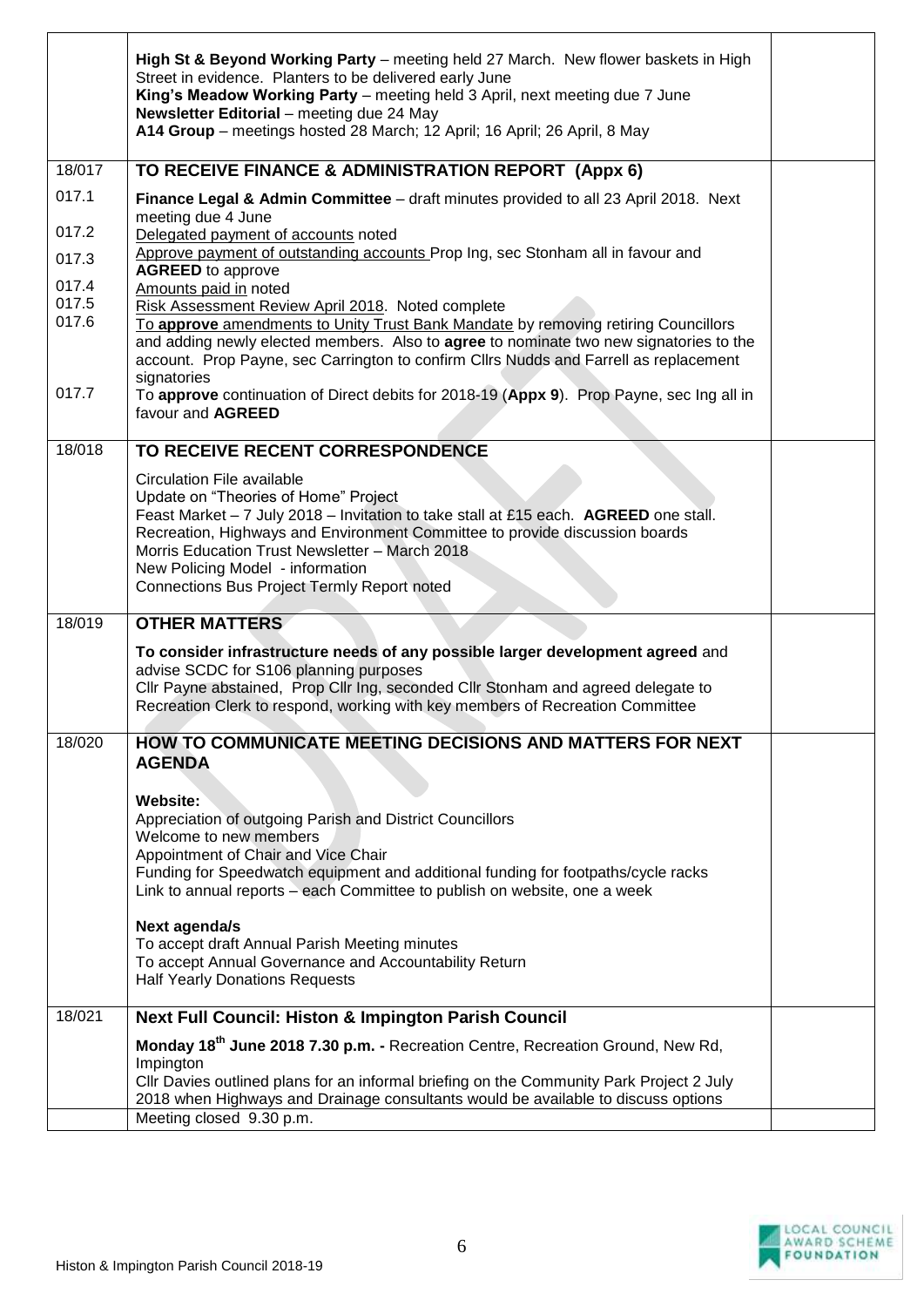| | | |
|---|---|---|
| | **High St & Beyond Working Party** – meeting held 27 March. New flower baskets in High Street in evidence. Planters to be delivered early June<br>**King's Meadow Working Party** – meeting held 3 April, next meeting due 7 June<br>**Newsletter Editorial** – meeting due 24 May<br>**A14 Group** – meetings hosted 28 March; 12 April; 16 April; 26 April, 8 May | |
| 18/017 | **TO RECEIVE FINANCE & ADMINISTRATION REPORT (Appx 6)** | |
| 017.1 | **Finance Legal & Admin Committee** – draft minutes provided to all 23 April 2018. Next meeting due 4 June | |
| 017.2 | Delegated payment of accounts noted | |
| 017.3 | Approve payment of outstanding accounts Prop Ing, sec Stonham all in favour and **AGREED** to approve | |
| 017.4 | Amounts paid in noted | |
| 017.5 | Risk Assessment Review April 2018. Noted complete | |
| 017.6 | To **approve** amendments to Unity Trust Bank Mandate by removing retiring Councillors and adding newly elected members. Also to **agree** to nominate two new signatories to the account. Prop Payne, sec Carrington to confirm Cllrs Nudds and Farrell as replacement signatories | |
| 017.7 | To **approve** continuation of Direct debits for 2018-19 (**Appx 9**). Prop Payne, sec Ing all in favour and **AGREED** | |
| 18/018 | **TO RECEIVE RECENT CORRESPONDENCE** | |
| | Circulation File available<br>Update on "Theories of Home" Project<br>Feast Market – 7 July 2018 – Invitation to take stall at £15 each. **AGREED** one stall. Recreation, Highways and Environment Committee to provide discussion boards<br>Morris Education Trust Newsletter – March 2018<br>New Policing Model - information<br>Connections Bus Project Termly Report noted | |
| 18/019 | **OTHER MATTERS** | |
| | **To consider infrastructure needs of any possible larger development agreed** and advise SCDC for S106 planning purposes<br>Cllr Payne abstained, Prop Cllr Ing, seconded Cllr Stonham and agreed delegate to Recreation Clerk to respond, working with key members of Recreation Committee | |
| 18/020 | **HOW TO COMMUNICATE MEETING DECISIONS AND MATTERS FOR NEXT AGENDA** | |
| | **Website:**<br>Appreciation of outgoing Parish and District Councillors<br>Welcome to new members<br>Appointment of Chair and Vice Chair<br>Funding for Speedwatch equipment and additional funding for footpaths/cycle racks<br>Link to annual reports – each Committee to publish on website, one a week<br><br>**Next agenda/s**<br>To accept draft Annual Parish Meeting minutes<br>To accept Annual Governance and Accountability Return<br>Half Yearly Donations Requests | |
| 18/021 | **Next Full Council: Histon & Impington Parish Council** | |
| | **Monday 18th June 2018 7.30 p.m. -** Recreation Centre, Recreation Ground, New Rd, Impington<br>Cllr Davies outlined plans for an informal briefing on the Community Park Project 2 July 2018 when Highways and Drainage consultants would be available to discuss options | |
| | Meeting closed 9.30 p.m. | |

Histon & Impington Parish Council 2018-19